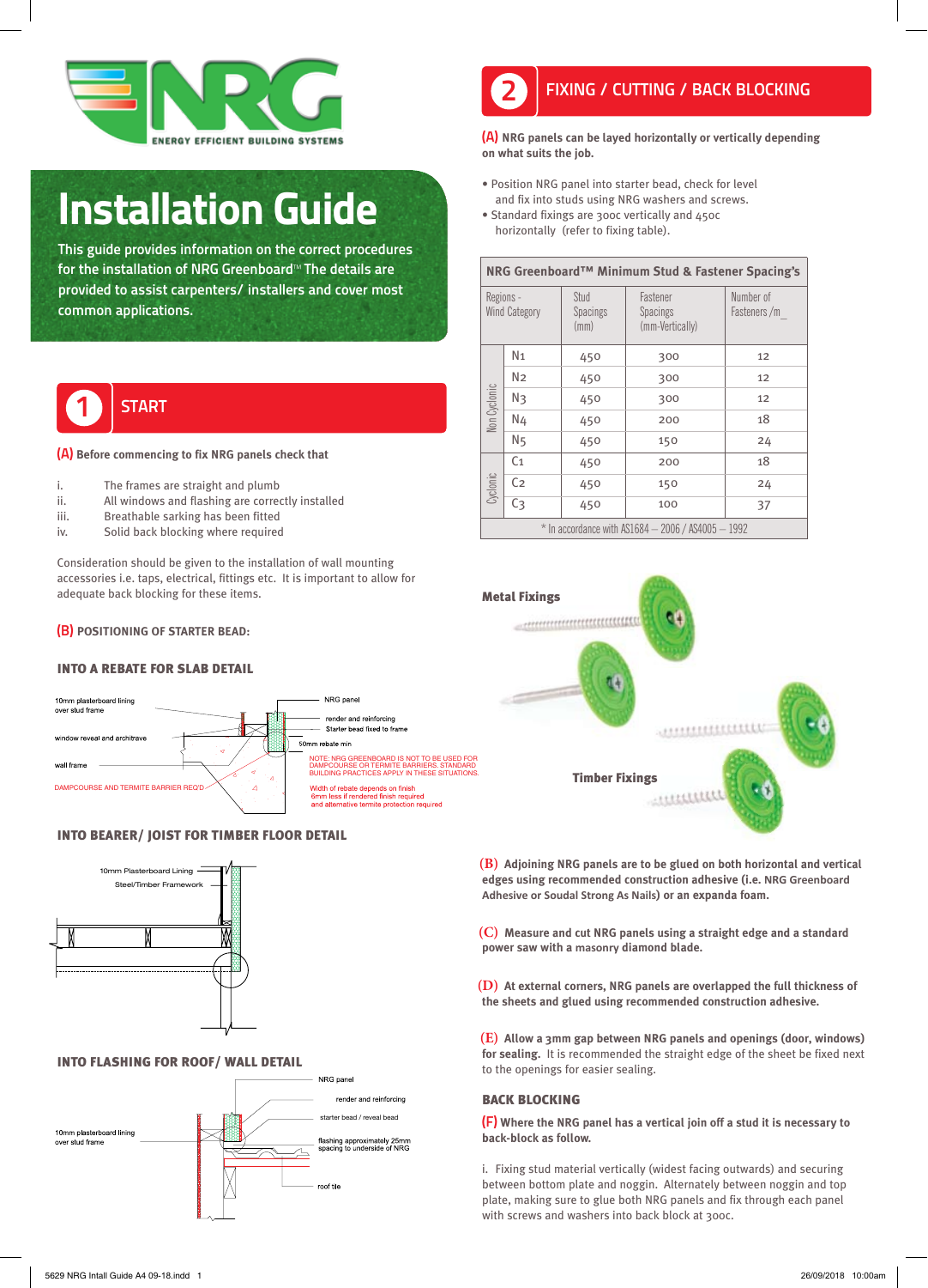# Installation Guide

This guide provides information on the correct procedures for the installation of NRG Greenboard™ The details are provided to assist carpenters/ installers and cover most common applications.

## 1 START

**(A) Before commencing to fix NRG panels check that**

i. The frames are straight and plumb
ii. All windows and flashing are correctly installed
iii. Breathable sarking has been fitted
iv. Solid back blocking where required

Consideration should be given to the installation of wall mounting accessories i.e. taps, electrical, fittings etc. It is important to allow for adequate back blocking for these items.

**(B) POSITIONING OF STARTER BEAD:**

### INTO A REBATE FOR SLAB DETAIL

10mm plasterboard lining over stud frame

window reveal and architrave

wall frame

DAMPCOURSE AND TERMITE BARRIER REQ'D

NRG panel

render and reinforcing

Starter bead fixed to frame

50mm rebate min

NOTE: NRG GREENBOARD IS NOT TO BE USED FOR DAMPCOURSE OR TERMITE BARRIERS. STANDARD BUILDING PRACTICES APPLY IN THESE SITUATIONS.

Width of rebate depends on finish 6mm less if rendered finish required and alternative termite protection required

### INTO BEARER/ JOIST FOR TIMBER FLOOR DETAIL

10mm Plasterboard Lining

Steel/Timber Framework

### INTO FLASHING FOR ROOF/ WALL DETAIL

10mm plasterboard lining over stud frame

NRG panel

render and reinforcing

starter bead / reveal bead

flashing approximately 25mm spacing to underside of NRG

roof tile

## 2 FIXING / CUTTING / BACK BLOCKING

**(A) NRG panels can be layed horizontally or vertically depending on what suits the job.**

- Position NRG panel into starter bead, check for level and fix into studs using NRG washers and screws.
- Standard fixings are 300c vertically and 450c horizontally (refer to fixing table).

**NRG Greenboard™ Minimum Stud & Fastener Spacing's**

| | Regions - Wind Category | Stud Spacings (mm) | Fastener Spacings (mm-Vertically) | Number of Fasteners /m_ |
|---|---|---|---|---|
| Non Cyclonic | N1 | 450 | 300 | 12 |
| | N2 | 450 | 300 | 12 |
| | N3 | 450 | 300 | 12 |
| | N4 | 450 | 200 | 18 |
| | N5 | 450 | 150 | 24 |
| Cyclonic | C1 | 450 | 200 | 18 |
| | C2 | 450 | 150 | 24 |
| | C3 | 450 | 100 | 37 |

\* In accordance with AS1684 – 2006 / AS4005 – 1992

**Metal Fixings**

**Timber Fixings**

**(B) Adjoining NRG panels are to be glued on both horizontal and vertical edges using recommended construction adhesive (i.e. NRG Greenboard Adhesive or Soudal Strong As Nails) or an expanda foam.**

**(C) Measure and cut NRG panels using a straight edge and a standard power saw with a masonry diamond blade.**

**(D) At external corners, NRG panels are overlapped the full thickness of the sheets and glued using recommended construction adhesive.**

**(E) Allow a 3mm gap between NRG panels and openings (door, windows) for sealing.** It is recommended the straight edge of the sheet be fixed next to the openings for easier sealing.

### BACK BLOCKING

**(F) Where the NRG panel has a vertical join off a stud it is necessary to back-block as follow.**

i. Fixing stud material vertically (widest facing outwards) and securing between bottom plate and noggin. Alternately between noggin and top plate, making sure to glue both NRG panels and fix through each panel with screws and washers into back block at 300c.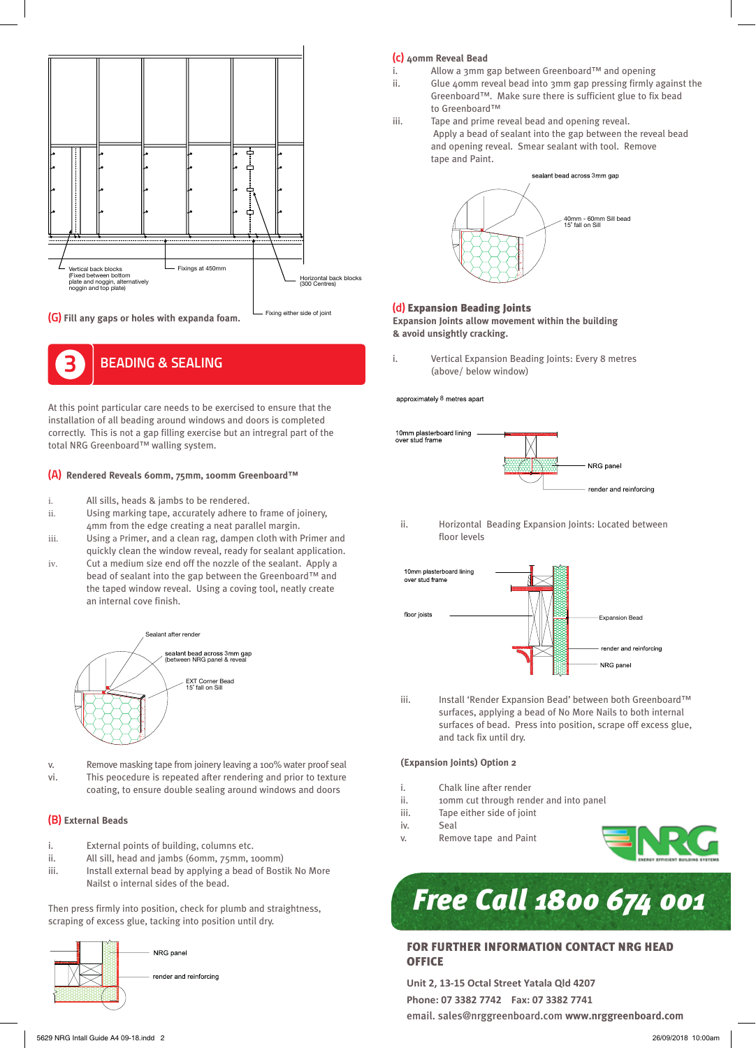Vertical back blocks (Fixed between bottom plate and noggin, alternatively noggin and top plate)

Fixings at 450mm

Horizontal back blocks (300 Centres)

Fixing either side of joint

**(G)** **Fill any gaps or holes with expanda foam.**

## 3 BEADING & SEALING

At this point particular care needs to be exercised to ensure that the installation of all beading around windows and doors is completed correctly. This is not a gap filling exercise but an intregral part of the total NRG Greenboard™ walling system.

### (A) Rendered Reveals 60mm, 75mm, 100mm Greenboard™

i. All sills, heads & jambs to be rendered.
ii. Using marking tape, accurately adhere to frame of joinery, 4mm from the edge creating a neat parallel margin.
iii. Using a Primer, and a clean rag, dampen cloth with Primer and quickly clean the window reveal, ready for sealant application.
iv. Cut a medium size end off the nozzle of the sealant. Apply a bead of sealant into the gap between the Greenboard™ and the taped window reveal. Using a coving tool, neatly create an internal cove finish.

Sealant after render

sealant bead across 3mm gap (between NRG panel & reveal

EXT Corner Bead 15° fall on Sill

v. Remove masking tape from joinery leaving a 100% water proof seal
vi. This peocedure is repeated after rendering and prior to texture coating, to ensure double sealing around windows and doors

### (B) External Beads

i. External points of building, columns etc.
ii. All sill, head and jambs (60mm, 75mm, 100mm)
iii. Install external bead by applying a bead of Bostik No More Nailst o internal sides of the bead.

Then press firmly into position, check for plumb and straightness, scraping of excess glue, tacking into position until dry.

NRG panel

render and reinforcing

### (C) 40mm Reveal Bead

i. Allow a 3mm gap between Greenboard™ and opening
ii. Glue 40mm reveal bead into 3mm gap pressing firmly against the Greenboard™. Make sure there is sufficient glue to fix bead to Greenboard™
iii. Tape and prime reveal bead and opening reveal. Apply a bead of sealant into the gap between the reveal bead and opening reveal. Smear sealant with tool. Remove tape and Paint.

sealant bead across 3mm gap

40mm - 60mm Sill bead 15° fall on Sill

### (d) Expansion Beading Joints

**Expansion Joints allow movement within the building & avoid unsightly cracking.**

i. Vertical Expansion Beading Joints: Every 8 metres (above/ below window)

approximately 8 metres apart

10mm plasterboard lining over stud frame

NRG panel

render and reinforcing

ii. Horizontal Beading Expansion Joints: Located between floor levels

10mm plasterboard lining over stud frame

floor joists

Expansion Bead

render and reinforcing

NRG panel

iii. Install 'Render Expansion Bead' between both Greenboard™ surfaces, applying a bead of No More Nails to both internal surfaces of bead. Press into position, scrape off excess glue, and tack fix until dry.

**(Expansion Joints) Option 2**

i. Chalk line after render
ii. 10mm cut through render and into panel
iii. Tape either side of joint
iv. Seal
v. Remove tape and Paint

NRG ENERGY EFFICIENT BUILDING SYSTEMS

**Free Call 1800 674 001**

**FOR FURTHER INFORMATION CONTACT NRG HEAD OFFICE**

**Unit 2, 13-15 Octal Street Yatala Qld 4207**
**Phone: 07 3382 7742 Fax: 07 3382 7741**
**email. sales@nrggreenboard.com www.nrggreenboard.com**